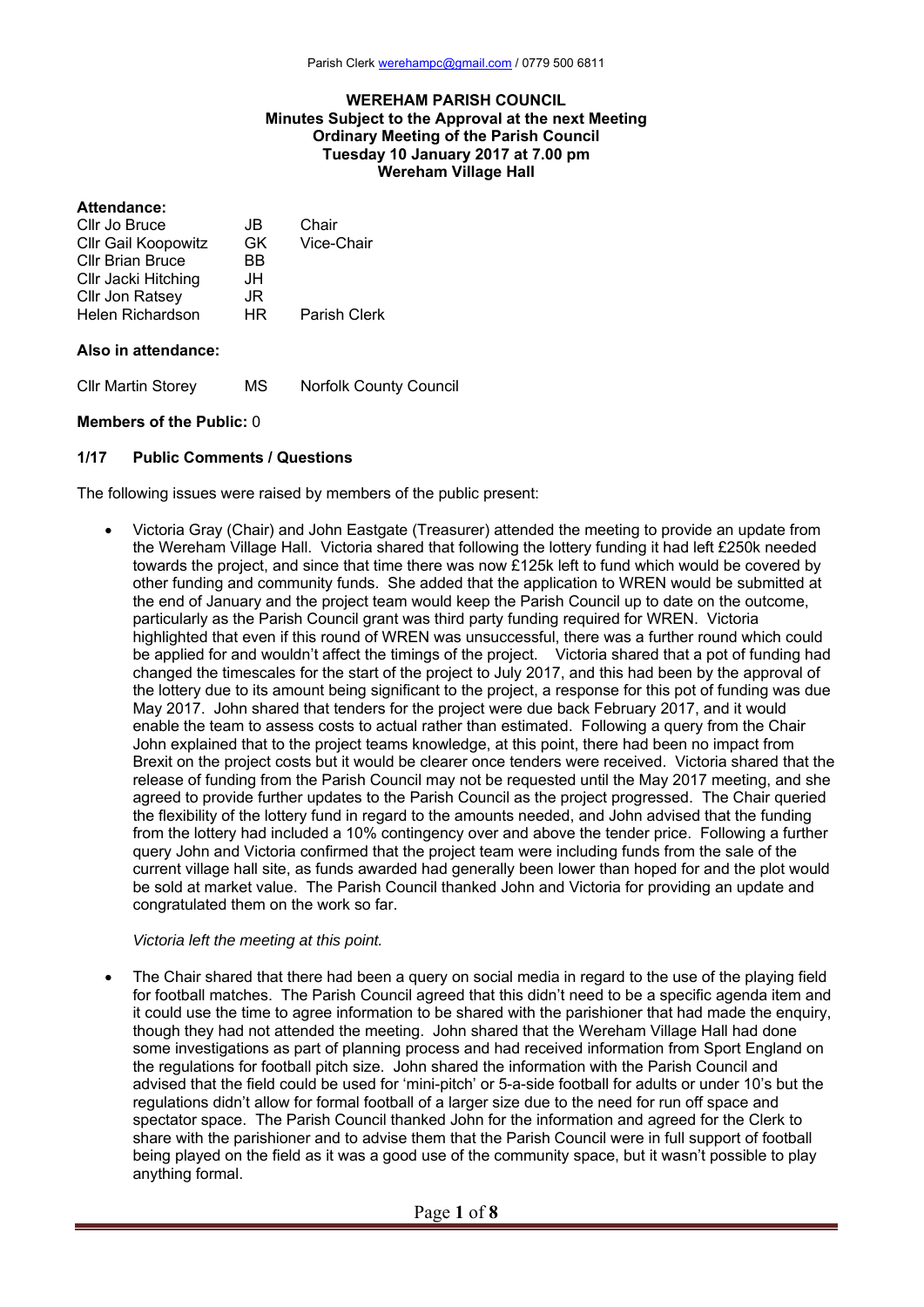Parish Clerk werehampc@gmail.com / 0779 500 6811

**WEREHAM PARISH COUNCIL**
**Minutes Subject to the Approval at the next Meeting**
**Ordinary Meeting of the Parish Council**
**Tuesday 10 January 2017 at 7.00 pm**
**Wereham Village Hall**

**Attendance:**

| | | |
|---|---|---|
| Cllr Jo Bruce | JB | Chair |
| Cllr Gail Koopowitz | GK | Vice-Chair |
| Cllr Brian Bruce | BB | |
| Cllr Jacki Hitching | JH | |
| Cllr Jon Ratsey | JR | |
| Helen Richardson | HR | Parish Clerk |

**Also in attendance:**

| | | |
|---|---|---|
| Cllr Martin Storey | MS | Norfolk County Council |

**Members of the Public:** 0

**1/17 Public Comments / Questions**

The following issues were raised by members of the public present:

- Victoria Gray (Chair) and John Eastgate (Treasurer) attended the meeting to provide an update from the Wereham Village Hall. Victoria shared that following the lottery funding it had left £250k needed towards the project, and since that time there was now £125k left to fund which would be covered by other funding and community funds. She added that the application to WREN would be submitted at the end of January and the project team would keep the Parish Council up to date on the outcome, particularly as the Parish Council grant was third party funding required for WREN. Victoria highlighted that even if this round of WREN was unsuccessful, there was a further round which could be applied for and wouldn't affect the timings of the project. Victoria shared that a pot of funding had changed the timescales for the start of the project to July 2017, and this had been by the approval of the lottery due to its amount being significant to the project, a response for this pot of funding was due May 2017. John shared that tenders for the project were due back February 2017, and it would enable the team to assess costs to actual rather than estimated. Following a query from the Chair John explained that to the project teams knowledge, at this point, there had been no impact from Brexit on the project costs but it would be clearer once tenders were received. Victoria shared that the release of funding from the Parish Council may not be requested until the May 2017 meeting, and she agreed to provide further updates to the Parish Council as the project progressed. The Chair queried the flexibility of the lottery fund in regard to the amounts needed, and John advised that the funding from the lottery had included a 10% contingency over and above the tender price. Following a further query John and Victoria confirmed that the project team were including funds from the sale of the current village hall site, as funds awarded had generally been lower than hoped for and the plot would be sold at market value. The Parish Council thanked John and Victoria for providing an update and congratulated them on the work so far.

  *Victoria left the meeting at this point.*

- The Chair shared that there had been a query on social media in regard to the use of the playing field for football matches. The Parish Council agreed that this didn't need to be a specific agenda item and it could use the time to agree information to be shared with the parishioner that had made the enquiry, though they had not attended the meeting. John shared that the Wereham Village Hall had done some investigations as part of planning process and had received information from Sport England on the regulations for football pitch size. John shared the information with the Parish Council and advised that the field could be used for 'mini-pitch' or 5-a-side football for adults or under 10's but the regulations didn't allow for formal football of a larger size due to the need for run off space and spectator space. The Parish Council thanked John for the information and agreed for the Clerk to share with the parishioner and to advise them that the Parish Council were in full support of football being played on the field as it was a good use of the community space, but it wasn't possible to play anything formal.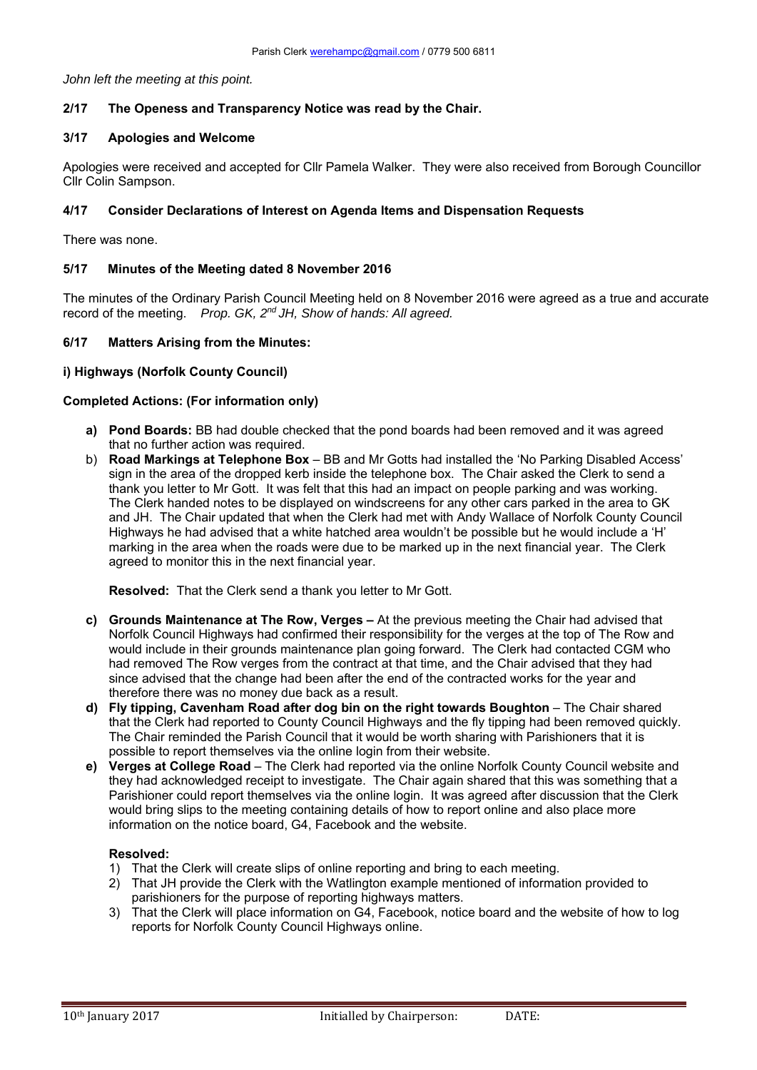*John left the meeting at this point.*

### 2/17 The Openess and Transparency Notice was read by the Chair.

### 3/17 Apologies and Welcome

Apologies were received and accepted for Cllr Pamela Walker. They were also received from Borough Councillor Cllr Colin Sampson.

### 4/17 Consider Declarations of Interest on Agenda Items and Dispensation Requests

There was none.

### 5/17 Minutes of the Meeting dated 8 November 2016

The minutes of the Ordinary Parish Council Meeting held on 8 November 2016 were agreed as a true and accurate record of the meeting. *Prop. GK, 2nd JH, Show of hands: All agreed.*

### 6/17 Matters Arising from the Minutes:

**i) Highways (Norfolk County Council)**

**Completed Actions: (For information only)**

a) **Pond Boards:** BB had double checked that the pond boards had been removed and it was agreed that no further action was required.

b) **Road Markings at Telephone Box** – BB and Mr Gotts had installed the 'No Parking Disabled Access' sign in the area of the dropped kerb inside the telephone box. The Chair asked the Clerk to send a thank you letter to Mr Gott. It was felt that this had an impact on people parking and was working. The Clerk handed notes to be displayed on windscreens for any other cars parked in the area to GK and JH. The Chair updated that when the Clerk had met with Andy Wallace of Norfolk County Council Highways he had advised that a white hatched area wouldn't be possible but he would include a 'H' marking in the area when the roads were due to be marked up in the next financial year. The Clerk agreed to monitor this in the next financial year.

   **Resolved:** That the Clerk send a thank you letter to Mr Gott.

c) **Grounds Maintenance at The Row, Verges –** At the previous meeting the Chair had advised that Norfolk Council Highways had confirmed their responsibility for the verges at the top of The Row and would include in their grounds maintenance plan going forward. The Clerk had contacted CGM who had removed The Row verges from the contract at that time, and the Chair advised that they had since advised that the change had been after the end of the contracted works for the year and therefore there was no money due back as a result.

d) **Fly tipping, Cavenham Road after dog bin on the right towards Boughton** – The Chair shared that the Clerk had reported to County Council Highways and the fly tipping had been removed quickly. The Chair reminded the Parish Council that it would be worth sharing with Parishioners that it is possible to report themselves via the online login from their website.

e) **Verges at College Road** – The Clerk had reported via the online Norfolk County Council website and they had acknowledged receipt to investigate. The Chair again shared that this was something that a Parishioner could report themselves via the online login. It was agreed after discussion that the Clerk would bring slips to the meeting containing details of how to report online and also place more information on the notice board, G4, Facebook and the website.

   **Resolved:**
   1) That the Clerk will create slips of online reporting and bring to each meeting.
   2) That JH provide the Clerk with the Watlington example mentioned of information provided to parishioners for the purpose of reporting highways matters.
   3) That the Clerk will place information on G4, Facebook, notice board and the website of how to log reports for Norfolk County Council Highways online.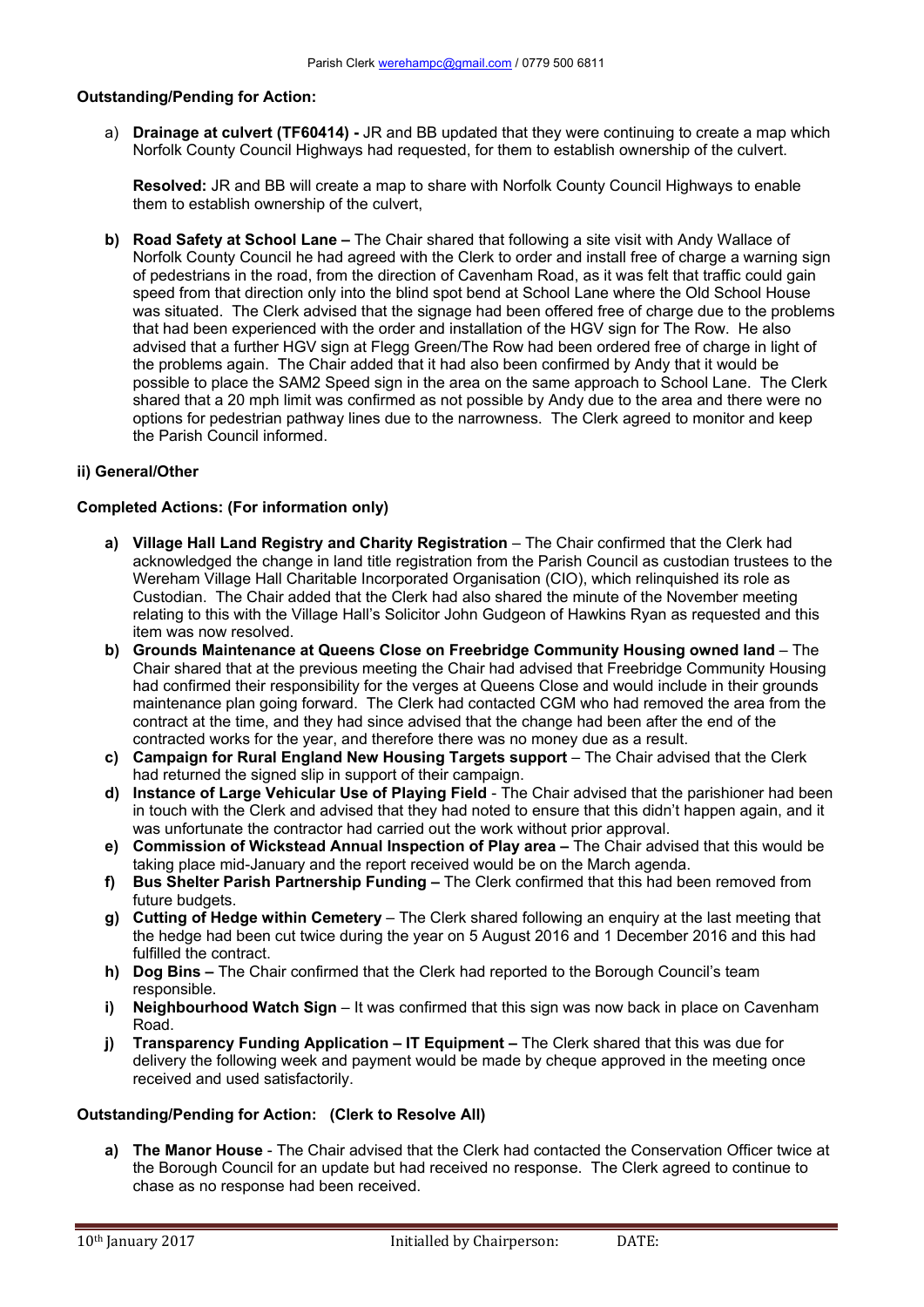**Outstanding/Pending for Action:**

a) **Drainage at culvert (TF60414) -** JR and BB updated that they were continuing to create a map which Norfolk County Council Highways had requested, for them to establish ownership of the culvert.

**Resolved:** JR and BB will create a map to share with Norfolk County Council Highways to enable them to establish ownership of the culvert,

**b) Road Safety at School Lane –** The Chair shared that following a site visit with Andy Wallace of Norfolk County Council he had agreed with the Clerk to order and install free of charge a warning sign of pedestrians in the road, from the direction of Cavenham Road, as it was felt that traffic could gain speed from that direction only into the blind spot bend at School Lane where the Old School House was situated. The Clerk advised that the signage had been offered free of charge due to the problems that had been experienced with the order and installation of the HGV sign for The Row. He also advised that a further HGV sign at Flegg Green/The Row had been ordered free of charge in light of the problems again. The Chair added that it had also been confirmed by Andy that it would be possible to place the SAM2 Speed sign in the area on the same approach to School Lane. The Clerk shared that a 20 mph limit was confirmed as not possible by Andy due to the area and there were no options for pedestrian pathway lines due to the narrowness. The Clerk agreed to monitor and keep the Parish Council informed.

**ii) General/Other**

**Completed Actions: (For information only)**

- **a) Village Hall Land Registry and Charity Registration** – The Chair confirmed that the Clerk had acknowledged the change in land title registration from the Parish Council as custodian trustees to the Wereham Village Hall Charitable Incorporated Organisation (CIO), which relinquished its role as Custodian. The Chair added that the Clerk had also shared the minute of the November meeting relating to this with the Village Hall's Solicitor John Gudgeon of Hawkins Ryan as requested and this item was now resolved.
- **b) Grounds Maintenance at Queens Close on Freebridge Community Housing owned land** – The Chair shared that at the previous meeting the Chair had advised that Freebridge Community Housing had confirmed their responsibility for the verges at Queens Close and would include in their grounds maintenance plan going forward. The Clerk had contacted CGM who had removed the area from the contract at the time, and they had since advised that the change had been after the end of the contracted works for the year, and therefore there was no money due as a result.
- **c) Campaign for Rural England New Housing Targets support** – The Chair advised that the Clerk had returned the signed slip in support of their campaign.
- **d) Instance of Large Vehicular Use of Playing Field** - The Chair advised that the parishioner had been in touch with the Clerk and advised that they had noted to ensure that this didn't happen again, and it was unfortunate the contractor had carried out the work without prior approval.
- **e) Commission of Wickstead Annual Inspection of Play area –** The Chair advised that this would be taking place mid-January and the report received would be on the March agenda.
- **f) Bus Shelter Parish Partnership Funding –** The Clerk confirmed that this had been removed from future budgets.
- **g) Cutting of Hedge within Cemetery** – The Clerk shared following an enquiry at the last meeting that the hedge had been cut twice during the year on 5 August 2016 and 1 December 2016 and this had fulfilled the contract.
- **h) Dog Bins –** The Chair confirmed that the Clerk had reported to the Borough Council's team responsible.
- **i) Neighbourhood Watch Sign** – It was confirmed that this sign was now back in place on Cavenham Road.
- **j) Transparency Funding Application – IT Equipment –** The Clerk shared that this was due for delivery the following week and payment would be made by cheque approved in the meeting once received and used satisfactorily.

**Outstanding/Pending for Action: (Clerk to Resolve All)**

**a) The Manor House** - The Chair advised that the Clerk had contacted the Conservation Officer twice at the Borough Council for an update but had received no response. The Clerk agreed to continue to chase as no response had been received.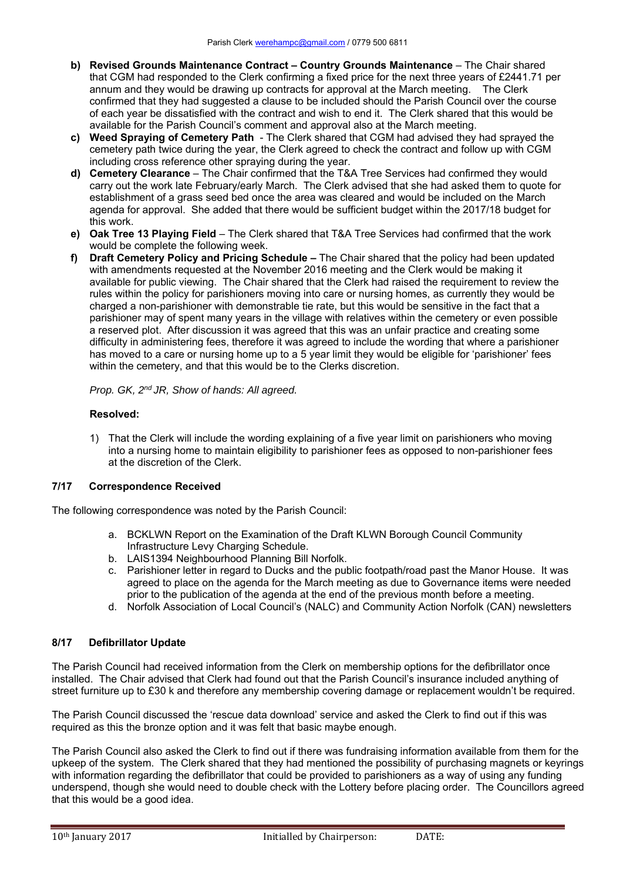- **b) Revised Grounds Maintenance Contract – Country Grounds Maintenance** – The Chair shared that CGM had responded to the Clerk confirming a fixed price for the next three years of £2441.71 per annum and they would be drawing up contracts for approval at the March meeting. The Clerk confirmed that they had suggested a clause to be included should the Parish Council over the course of each year be dissatisfied with the contract and wish to end it. The Clerk shared that this would be available for the Parish Council's comment and approval also at the March meeting.
- **c) Weed Spraying of Cemetery Path** - The Clerk shared that CGM had advised they had sprayed the cemetery path twice during the year, the Clerk agreed to check the contract and follow up with CGM including cross reference other spraying during the year.
- **d) Cemetery Clearance** – The Chair confirmed that the T&A Tree Services had confirmed they would carry out the work late February/early March. The Clerk advised that she had asked them to quote for establishment of a grass seed bed once the area was cleared and would be included on the March agenda for approval. She added that there would be sufficient budget within the 2017/18 budget for this work.
- **e) Oak Tree 13 Playing Field** – The Clerk shared that T&A Tree Services had confirmed that the work would be complete the following week.
- **f) Draft Cemetery Policy and Pricing Schedule –** The Chair shared that the policy had been updated with amendments requested at the November 2016 meeting and the Clerk would be making it available for public viewing. The Chair shared that the Clerk had raised the requirement to review the rules within the policy for parishioners moving into care or nursing homes, as currently they would be charged a non-parishioner with demonstrable tie rate, but this would be sensitive in the fact that a parishioner may of spent many years in the village with relatives within the cemetery or even possible a reserved plot. After discussion it was agreed that this was an unfair practice and creating some difficulty in administering fees, therefore it was agreed to include the wording that where a parishioner has moved to a care or nursing home up to a 5 year limit they would be eligible for 'parishioner' fees within the cemetery, and that this would be to the Clerks discretion.

  *Prop. GK, 2nd JR, Show of hands: All agreed.*

  **Resolved:**

  1) That the Clerk will include the wording explaining of a five year limit on parishioners who moving into a nursing home to maintain eligibility to parishioner fees as opposed to non-parishioner fees at the discretion of the Clerk.

### 7/17 Correspondence Received

The following correspondence was noted by the Parish Council:

a. BCKLWN Report on the Examination of the Draft KLWN Borough Council Community Infrastructure Levy Charging Schedule.
b. LAIS1394 Neighbourhood Planning Bill Norfolk.
c. Parishioner letter in regard to Ducks and the public footpath/road past the Manor House. It was agreed to place on the agenda for the March meeting as due to Governance items were needed prior to the publication of the agenda at the end of the previous month before a meeting.
d. Norfolk Association of Local Council's (NALC) and Community Action Norfolk (CAN) newsletters

### 8/17 Defibrillator Update

The Parish Council had received information from the Clerk on membership options for the defibrillator once installed. The Chair advised that Clerk had found out that the Parish Council's insurance included anything of street furniture up to £30 k and therefore any membership covering damage or replacement wouldn't be required.

The Parish Council discussed the 'rescue data download' service and asked the Clerk to find out if this was required as this the bronze option and it was felt that basic maybe enough.

The Parish Council also asked the Clerk to find out if there was fundraising information available from them for the upkeep of the system. The Clerk shared that they had mentioned the possibility of purchasing magnets or keyrings with information regarding the defibrillator that could be provided to parishioners as a way of using any funding underspend, though she would need to double check with the Lottery before placing order. The Councillors agreed that this would be a good idea.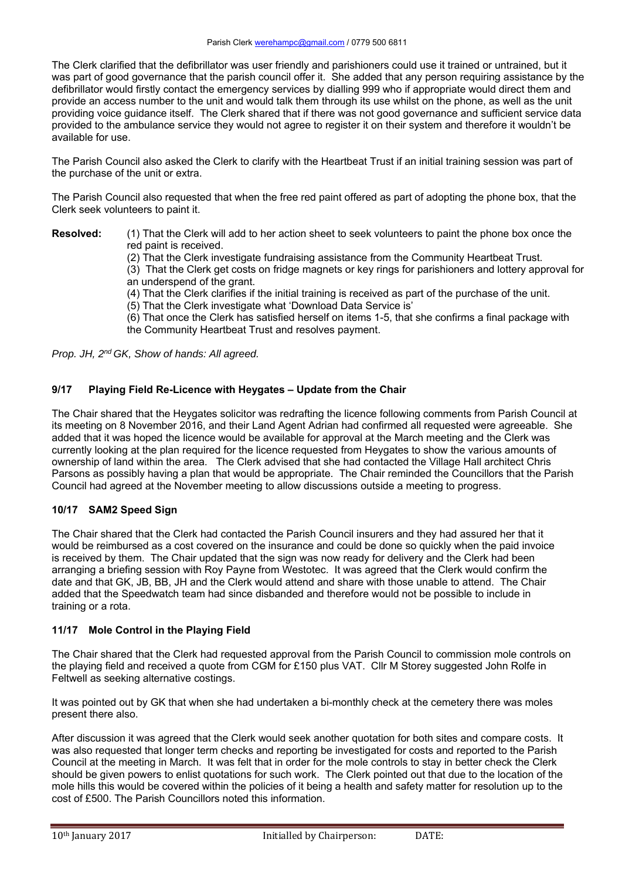The Clerk clarified that the defibrillator was user friendly and parishioners could use it trained or untrained, but it was part of good governance that the parish council offer it. She added that any person requiring assistance by the defibrillator would firstly contact the emergency services by dialling 999 who if appropriate would direct them and provide an access number to the unit and would talk them through its use whilst on the phone, as well as the unit providing voice guidance itself. The Clerk shared that if there was not good governance and sufficient service data provided to the ambulance service they would not agree to register it on their system and therefore it wouldn't be available for use.

The Parish Council also asked the Clerk to clarify with the Heartbeat Trust if an initial training session was part of the purchase of the unit or extra.

The Parish Council also requested that when the free red paint offered as part of adopting the phone box, that the Clerk seek volunteers to paint it.

**Resolved:** (1) That the Clerk will add to her action sheet to seek volunteers to paint the phone box once the red paint is received.
(2) That the Clerk investigate fundraising assistance from the Community Heartbeat Trust.
(3) That the Clerk get costs on fridge magnets or key rings for parishioners and lottery approval for an underspend of the grant.
(4) That the Clerk clarifies if the initial training is received as part of the purchase of the unit.
(5) That the Clerk investigate what 'Download Data Service is'
(6) That once the Clerk has satisfied herself on items 1-5, that she confirms a final package with the Community Heartbeat Trust and resolves payment.

*Prop. JH, 2nd GK, Show of hands: All agreed.*

### 9/17 Playing Field Re-Licence with Heygates – Update from the Chair

The Chair shared that the Heygates solicitor was redrafting the licence following comments from Parish Council at its meeting on 8 November 2016, and their Land Agent Adrian had confirmed all requested were agreeable. She added that it was hoped the licence would be available for approval at the March meeting and the Clerk was currently looking at the plan required for the licence requested from Heygates to show the various amounts of ownership of land within the area. The Clerk advised that she had contacted the Village Hall architect Chris Parsons as possibly having a plan that would be appropriate. The Chair reminded the Councillors that the Parish Council had agreed at the November meeting to allow discussions outside a meeting to progress.

### 10/17 SAM2 Speed Sign

The Chair shared that the Clerk had contacted the Parish Council insurers and they had assured her that it would be reimbursed as a cost covered on the insurance and could be done so quickly when the paid invoice is received by them. The Chair updated that the sign was now ready for delivery and the Clerk had been arranging a briefing session with Roy Payne from Westotec. It was agreed that the Clerk would confirm the date and that GK, JB, BB, JH and the Clerk would attend and share with those unable to attend. The Chair added that the Speedwatch team had since disbanded and therefore would not be possible to include in training or a rota.

### 11/17 Mole Control in the Playing Field

The Chair shared that the Clerk had requested approval from the Parish Council to commission mole controls on the playing field and received a quote from CGM for £150 plus VAT. Cllr M Storey suggested John Rolfe in Feltwell as seeking alternative costings.

It was pointed out by GK that when she had undertaken a bi-monthly check at the cemetery there was moles present there also.

After discussion it was agreed that the Clerk would seek another quotation for both sites and compare costs. It was also requested that longer term checks and reporting be investigated for costs and reported to the Parish Council at the meeting in March. It was felt that in order for the mole controls to stay in better check the Clerk should be given powers to enlist quotations for such work. The Clerk pointed out that due to the location of the mole hills this would be covered within the policies of it being a health and safety matter for resolution up to the cost of £500. The Parish Councillors noted this information.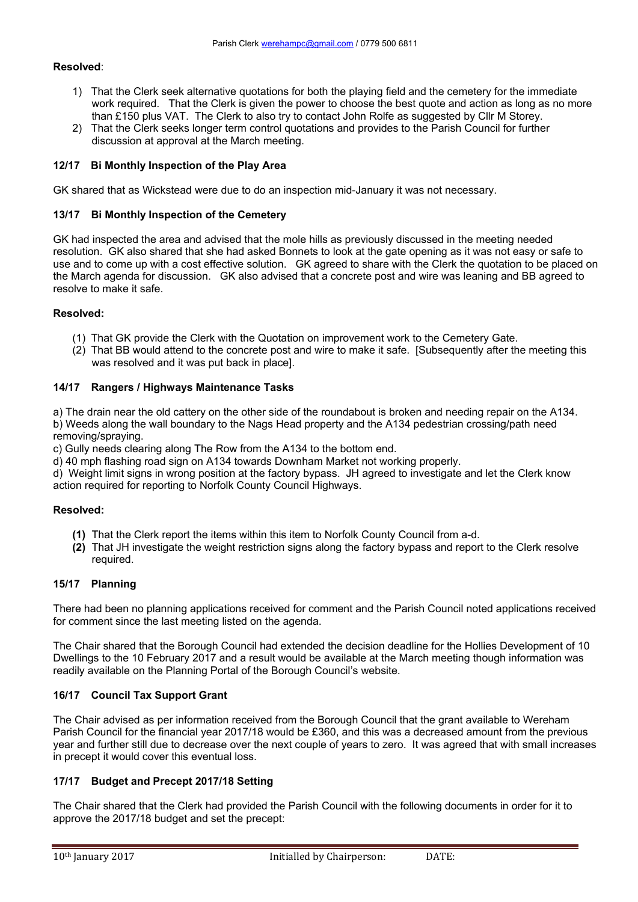**Resolved**:

1) That the Clerk seek alternative quotations for both the playing field and the cemetery for the immediate work required. That the Clerk is given the power to choose the best quote and action as long as no more than £150 plus VAT. The Clerk to also try to contact John Rolfe as suggested by Cllr M Storey.
2) That the Clerk seeks longer term control quotations and provides to the Parish Council for further discussion at approval at the March meeting.

### 12/17 Bi Monthly Inspection of the Play Area

GK shared that as Wickstead were due to do an inspection mid-January it was not necessary.

### 13/17 Bi Monthly Inspection of the Cemetery

GK had inspected the area and advised that the mole hills as previously discussed in the meeting needed resolution. GK also shared that she had asked Bonnets to look at the gate opening as it was not easy or safe to use and to come up with a cost effective solution. GK agreed to share with the Clerk the quotation to be placed on the March agenda for discussion. GK also advised that a concrete post and wire was leaning and BB agreed to resolve to make it safe.

**Resolved:**

(1) That GK provide the Clerk with the Quotation on improvement work to the Cemetery Gate.
(2) That BB would attend to the concrete post and wire to make it safe. [Subsequently after the meeting this was resolved and it was put back in place].

### 14/17 Rangers / Highways Maintenance Tasks

a) The drain near the old cattery on the other side of the roundabout is broken and needing repair on the A134.
b) Weeds along the wall boundary to the Nags Head property and the A134 pedestrian crossing/path need removing/spraying.
c) Gully needs clearing along The Row from the A134 to the bottom end.
d) 40 mph flashing road sign on A134 towards Downham Market not working properly.
d) Weight limit signs in wrong position at the factory bypass. JH agreed to investigate and let the Clerk know action required for reporting to Norfolk County Council Highways.

**Resolved:**

**(1)** That the Clerk report the items within this item to Norfolk County Council from a-d.
**(2)** That JH investigate the weight restriction signs along the factory bypass and report to the Clerk resolve required.

### 15/17 Planning

There had been no planning applications received for comment and the Parish Council noted applications received for comment since the last meeting listed on the agenda.

The Chair shared that the Borough Council had extended the decision deadline for the Hollies Development of 10 Dwellings to the 10 February 2017 and a result would be available at the March meeting though information was readily available on the Planning Portal of the Borough Council's website.

### 16/17 Council Tax Support Grant

The Chair advised as per information received from the Borough Council that the grant available to Wereham Parish Council for the financial year 2017/18 would be £360, and this was a decreased amount from the previous year and further still due to decrease over the next couple of years to zero. It was agreed that with small increases in precept it would cover this eventual loss.

### 17/17 Budget and Precept 2017/18 Setting

The Chair shared that the Clerk had provided the Parish Council with the following documents in order for it to approve the 2017/18 budget and set the precept: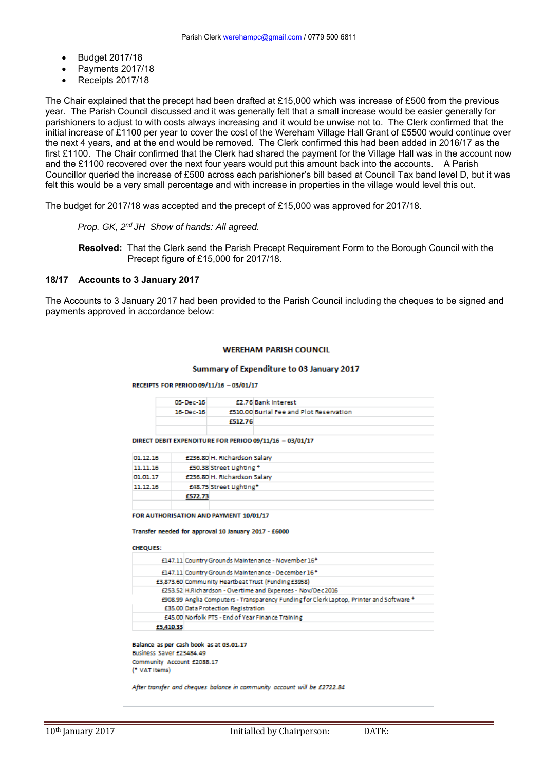- Budget 2017/18
- Payments 2017/18
- Receipts 2017/18

The Chair explained that the precept had been drafted at £15,000 which was increase of £500 from the previous year. The Parish Council discussed and it was generally felt that a small increase would be easier generally for parishioners to adjust to with costs always increasing and it would be unwise not to. The Clerk confirmed that the initial increase of £1100 per year to cover the cost of the Wereham Village Hall Grant of £5500 would continue over the next 4 years, and at the end would be removed. The Clerk confirmed this had been added in 2016/17 as the first £1100. The Chair confirmed that the Clerk had shared the payment for the Village Hall was in the account now and the £1100 recovered over the next four years would put this amount back into the accounts. A Parish Councillor queried the increase of £500 across each parishioner's bill based at Council Tax band level D, but it was felt this would be a very small percentage and with increase in properties in the village would level this out.

The budget for 2017/18 was accepted and the precept of £15,000 was approved for 2017/18.

*Prop. GK, 2nd JH Show of hands: All agreed.*

**Resolved:** That the Clerk send the Parish Precept Requirement Form to the Borough Council with the Precept figure of £15,000 for 2017/18.

### 18/17 Accounts to 3 January 2017

The Accounts to 3 January 2017 had been provided to the Parish Council including the cheques to be signed and payments approved in accordance below:

**WEREHAM PARISH COUNCIL**

**Summary of Expenditure to 03 January 2017**

**RECEIPTS FOR PERIOD 09/11/16 – 03/01/17**

| Date | Amount | Description |
|---|---|---|
| 05-Dec-16 | £2.76 | Bank Interest |
| 16-Dec-16 | £510.00 | Burial Fee and Plot Reservation |
| | **£512.76** | |

**DIRECT DEBIT EXPENDITURE FOR PERIOD 09/11/16 – 03/01/17**

| Date | Amount | Description |
|---|---|---|
| 01.12.16 | £236.80 | H. Richardson Salary |
| 11.11.16 | £50.38 | Street Lighting * |
| 01.01.17 | £236.80 | H. Richardson Salary |
| 11.12.16 | £48.75 | Street Lighting* |
| | **£572.73** | |

**FOR AUTHORISATION AND PAYMENT 10/01/17**

**Transfer needed for approval 10 January 2017 - £6000**

**CHEQUES:**

| Amount | Description |
|---|---|
| £147.11 | Country Grounds Maintenance - November 16* |
| £147.11 | Country Grounds Maintenance - December 16* |
| £3,873.60 | Community Heartbeat Trust (Funding £3958) |
| £253.52 | H.Richardson - Overtime and Expenses - Nov/Dec 2016 |
| £908.99 | Anglia Computers - Transparency Funding for Clerk Laptop, Printer and Software * |
| £35.00 | Data Protection Registration |
| £45.00 | Norfolk PTS - End of Year Finance Training |
| **£5,410.33** | |

**Balance as per cash book as at 03.01.17**
Business Saver £23484.49
Community Account £2088.17
(* VAT Items)

*After transfer and cheques balance in community account will be £2722.84*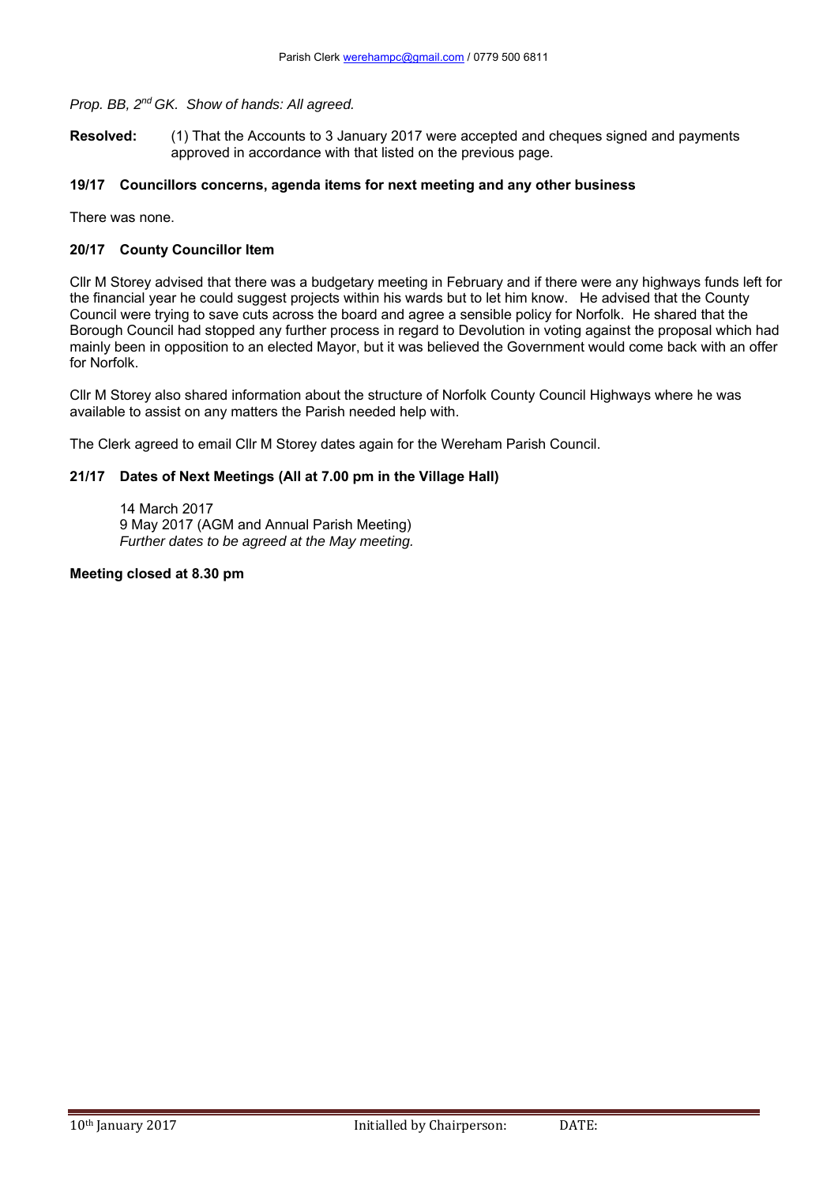*Prop. BB, 2nd GK. Show of hands: All agreed.*

**Resolved:** (1) That the Accounts to 3 January 2017 were accepted and cheques signed and payments approved in accordance with that listed on the previous page.

### 19/17 Councillors concerns, agenda items for next meeting and any other business

There was none.

### 20/17 County Councillor Item

Cllr M Storey advised that there was a budgetary meeting in February and if there were any highways funds left for the financial year he could suggest projects within his wards but to let him know. He advised that the County Council were trying to save cuts across the board and agree a sensible policy for Norfolk. He shared that the Borough Council had stopped any further process in regard to Devolution in voting against the proposal which had mainly been in opposition to an elected Mayor, but it was believed the Government would come back with an offer for Norfolk.

Cllr M Storey also shared information about the structure of Norfolk County Council Highways where he was available to assist on any matters the Parish needed help with.

The Clerk agreed to email Cllr M Storey dates again for the Wereham Parish Council.

### 21/17 Dates of Next Meetings (All at 7.00 pm in the Village Hall)

14 March 2017
9 May 2017 (AGM and Annual Parish Meeting)
*Further dates to be agreed at the May meeting.*

**Meeting closed at 8.30 pm**